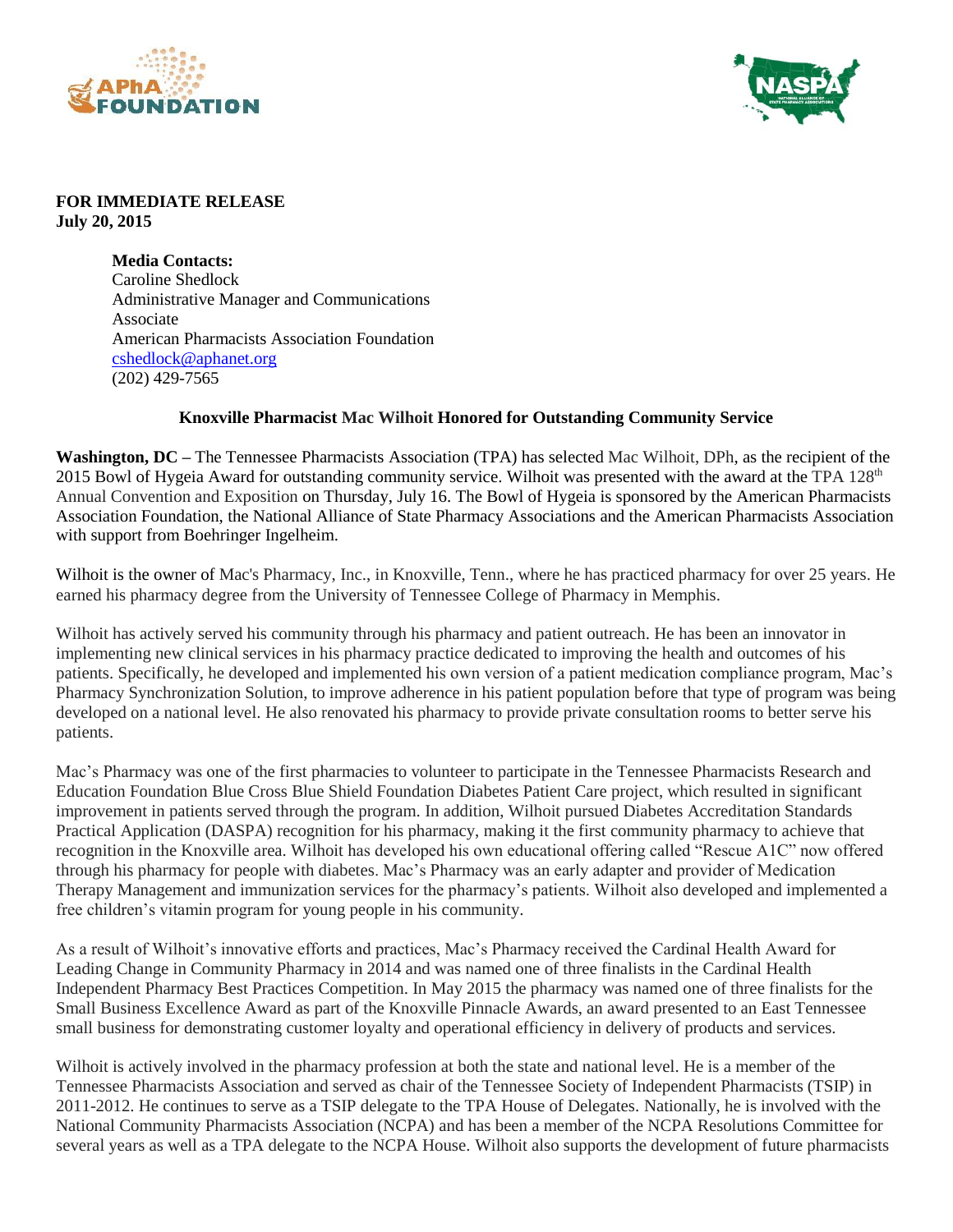**FOR IMMEDIATE RELEASE**
**July 20, 2015**

**Media Contacts:**
Caroline Shedlock
Administrative Manager and Communications Associate
American Pharmacists Association Foundation
cshedlock@aphanet.org
(202) 429-7565

**Knoxville Pharmacist Mac Wilhoit Honored for Outstanding Community Service**

**Washington, DC –** The Tennessee Pharmacists Association (TPA) has selected Mac Wilhoit, DPh, as the recipient of the 2015 Bowl of Hygeia Award for outstanding community service. Wilhoit was presented with the award at the TPA 128th Annual Convention and Exposition on Thursday, July 16. The Bowl of Hygeia is sponsored by the American Pharmacists Association Foundation, the National Alliance of State Pharmacy Associations and the American Pharmacists Association with support from Boehringer Ingelheim.

Wilhoit is the owner of Mac's Pharmacy, Inc., in Knoxville, Tenn., where he has practiced pharmacy for over 25 years. He earned his pharmacy degree from the University of Tennessee College of Pharmacy in Memphis.

Wilhoit has actively served his community through his pharmacy and patient outreach. He has been an innovator in implementing new clinical services in his pharmacy practice dedicated to improving the health and outcomes of his patients. Specifically, he developed and implemented his own version of a patient medication compliance program, Mac's Pharmacy Synchronization Solution, to improve adherence in his patient population before that type of program was being developed on a national level. He also renovated his pharmacy to provide private consultation rooms to better serve his patients.

Mac's Pharmacy was one of the first pharmacies to volunteer to participate in the Tennessee Pharmacists Research and Education Foundation Blue Cross Blue Shield Foundation Diabetes Patient Care project, which resulted in significant improvement in patients served through the program. In addition, Wilhoit pursued Diabetes Accreditation Standards Practical Application (DASPA) recognition for his pharmacy, making it the first community pharmacy to achieve that recognition in the Knoxville area. Wilhoit has developed his own educational offering called "Rescue A1C" now offered through his pharmacy for people with diabetes. Mac's Pharmacy was an early adapter and provider of Medication Therapy Management and immunization services for the pharmacy's patients. Wilhoit also developed and implemented a free children's vitamin program for young people in his community.

As a result of Wilhoit's innovative efforts and practices, Mac's Pharmacy received the Cardinal Health Award for Leading Change in Community Pharmacy in 2014 and was named one of three finalists in the Cardinal Health Independent Pharmacy Best Practices Competition. In May 2015 the pharmacy was named one of three finalists for the Small Business Excellence Award as part of the Knoxville Pinnacle Awards, an award presented to an East Tennessee small business for demonstrating customer loyalty and operational efficiency in delivery of products and services.

Wilhoit is actively involved in the pharmacy profession at both the state and national level. He is a member of the Tennessee Pharmacists Association and served as chair of the Tennessee Society of Independent Pharmacists (TSIP) in 2011-2012. He continues to serve as a TSIP delegate to the TPA House of Delegates. Nationally, he is involved with the National Community Pharmacists Association (NCPA) and has been a member of the NCPA Resolutions Committee for several years as well as a TPA delegate to the NCPA House. Wilhoit also supports the development of future pharmacists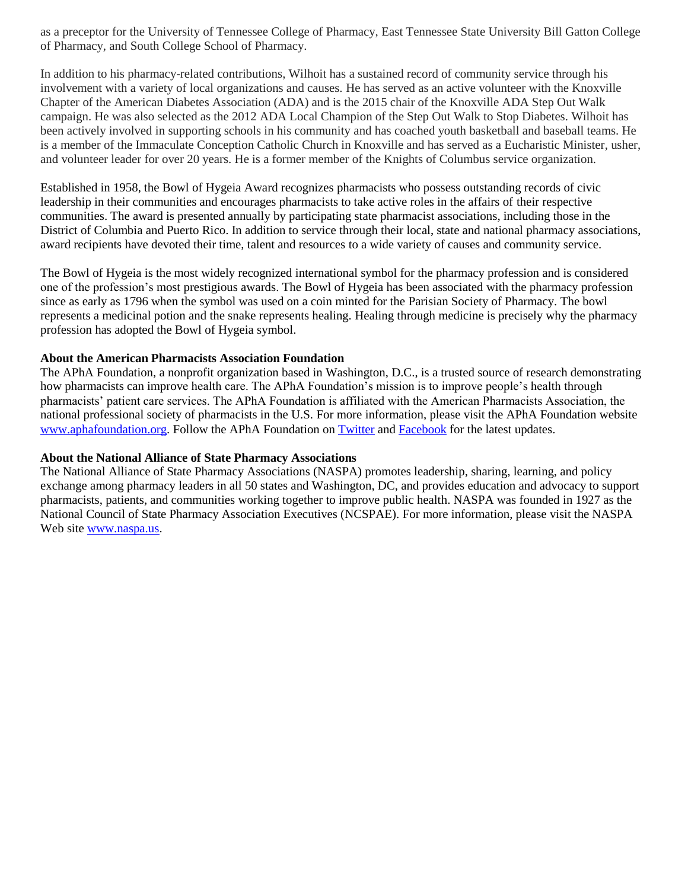as a preceptor for the University of Tennessee College of Pharmacy, East Tennessee State University Bill Gatton College of Pharmacy, and South College School of Pharmacy.

In addition to his pharmacy-related contributions, Wilhoit has a sustained record of community service through his involvement with a variety of local organizations and causes. He has served as an active volunteer with the Knoxville Chapter of the American Diabetes Association (ADA) and is the 2015 chair of the Knoxville ADA Step Out Walk campaign. He was also selected as the 2012 ADA Local Champion of the Step Out Walk to Stop Diabetes. Wilhoit has been actively involved in supporting schools in his community and has coached youth basketball and baseball teams. He is a member of the Immaculate Conception Catholic Church in Knoxville and has served as a Eucharistic Minister, usher, and volunteer leader for over 20 years. He is a former member of the Knights of Columbus service organization.

Established in 1958, the Bowl of Hygeia Award recognizes pharmacists who possess outstanding records of civic leadership in their communities and encourages pharmacists to take active roles in the affairs of their respective communities. The award is presented annually by participating state pharmacist associations, including those in the District of Columbia and Puerto Rico. In addition to service through their local, state and national pharmacy associations, award recipients have devoted their time, talent and resources to a wide variety of causes and community service.

The Bowl of Hygeia is the most widely recognized international symbol for the pharmacy profession and is considered one of the profession's most prestigious awards. The Bowl of Hygeia has been associated with the pharmacy profession since as early as 1796 when the symbol was used on a coin minted for the Parisian Society of Pharmacy. The bowl represents a medicinal potion and the snake represents healing. Healing through medicine is precisely why the pharmacy profession has adopted the Bowl of Hygeia symbol.

**About the American Pharmacists Association Foundation**

The APhA Foundation, a nonprofit organization based in Washington, D.C., is a trusted source of research demonstrating how pharmacists can improve health care. The APhA Foundation's mission is to improve people's health through pharmacists' patient care services. The APhA Foundation is affiliated with the American Pharmacists Association, the national professional society of pharmacists in the U.S. For more information, please visit the APhA Foundation website [www.aphafoundation.org](www.aphafoundation.org). Follow the APhA Foundation on Twitter and Facebook for the latest updates.

**About the National Alliance of State Pharmacy Associations**

The National Alliance of State Pharmacy Associations (NASPA) promotes leadership, sharing, learning, and policy exchange among pharmacy leaders in all 50 states and Washington, DC, and provides education and advocacy to support pharmacists, patients, and communities working together to improve public health. NASPA was founded in 1927 as the National Council of State Pharmacy Association Executives (NCSPAE). For more information, please visit the NASPA Web site [www.naspa.us](www.naspa.us).